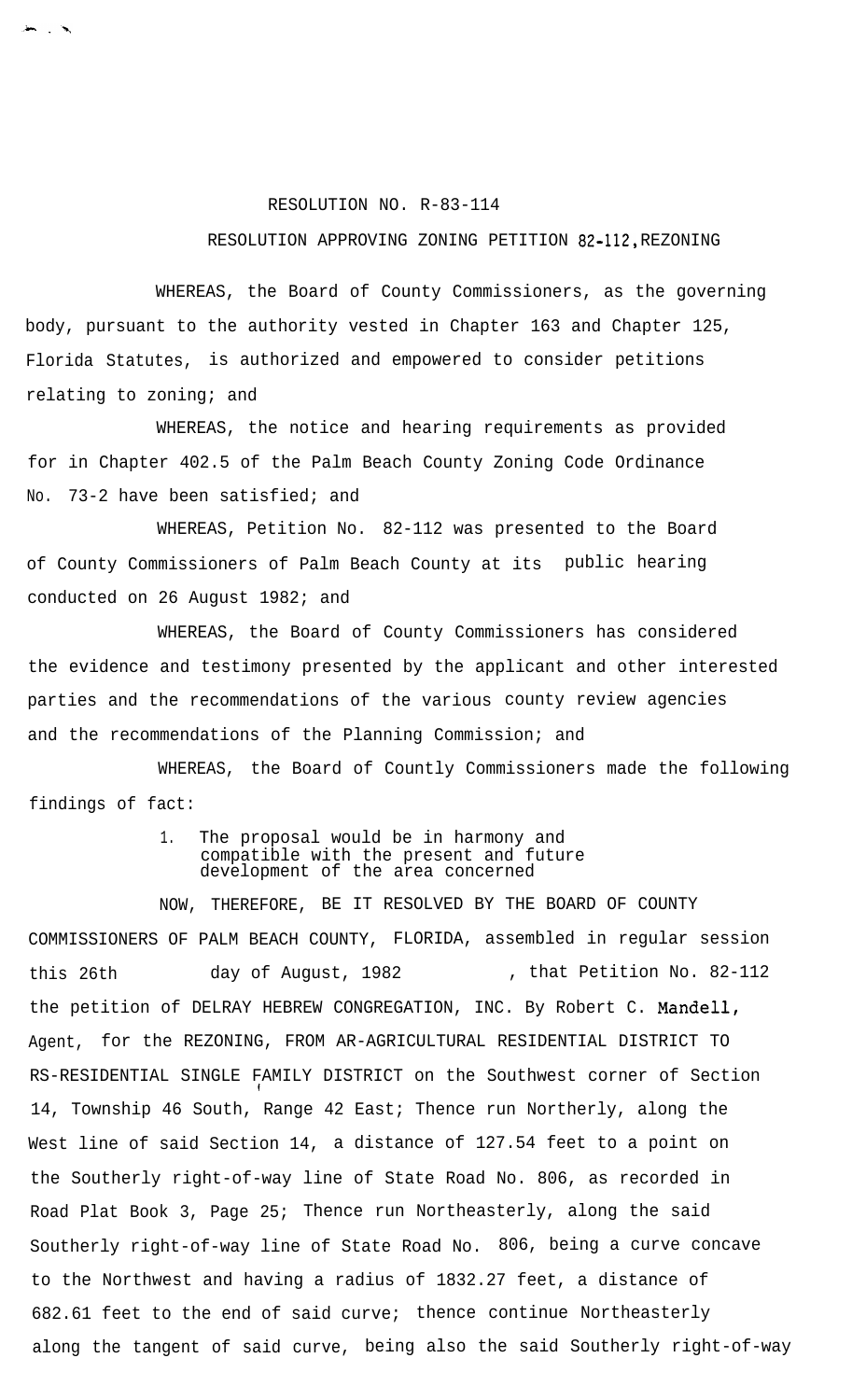RESOLUTION NO. R-83-114

RESOLUTION APPROVING ZONING PETITION 82-112, REZONING

WHEREAS, the Board of County Commissioners, as the governing body, pursuant to the authority vested in Chapter 163 and Chapter 125, Florida Statutes, is authorized and empowered to consider petitions relating to zoning; and

WHEREAS, the notice and hearing requirements as provided for in Chapter 402.5 of the Palm Beach County Zoning Code Ordinance No. 73-2 have been satisfied; and

WHEREAS, Petition No. 82-112 was presented to the Board of County Commissioners of Palm Beach County at its public hearing conducted on 26 August 1982; and

WHEREAS, the Board of County Commissioners has considered the evidence and testimony presented by the applicant and other interested parties and the recommendations of the various county review agencies and the recommendations of the Planning Commission; and

WHEREAS, the Board of Countly Commissioners made the following findings of fact:

1. The proposal would be in harmony and compatible with the present and future development of the area concerned

NOW, THEREFORE, BE IT RESOLVED BY THE BOARD OF COUNTY COMMISSIONERS OF PALM BEACH COUNTY, FLORIDA, assembled in regular session this 26th day of August, 1982, that Petition No. 82-112 the petition of DELRAY HEBREW CONGREGATION, INC. By Robert C. Mandell, Agent, for the REZONING, FROM AR-AGRICULTURAL RESIDENTIAL DISTRICT TO RS-RESIDENTIAL SINGLE FAMILY DISTRICT on the Southwest corner of Section 14, Township 46 South, Range 42 East; Thence run Northerly, along the West line of said Section 14, a distance of 127.54 feet to a point on the Southerly right-of-way line of State Road No. 806, as recorded in Road Plat Book 3, Page 25; Thence run Northeasterly, along the said Southerly right-of-way line of State Road No. 806, being a curve concave to the Northwest and having a radius of 1832.27 feet, a distance of 682.61 feet to the end of said curve; thence continue Northeasterly along the tangent of said curve, being also the said Southerly right-of-way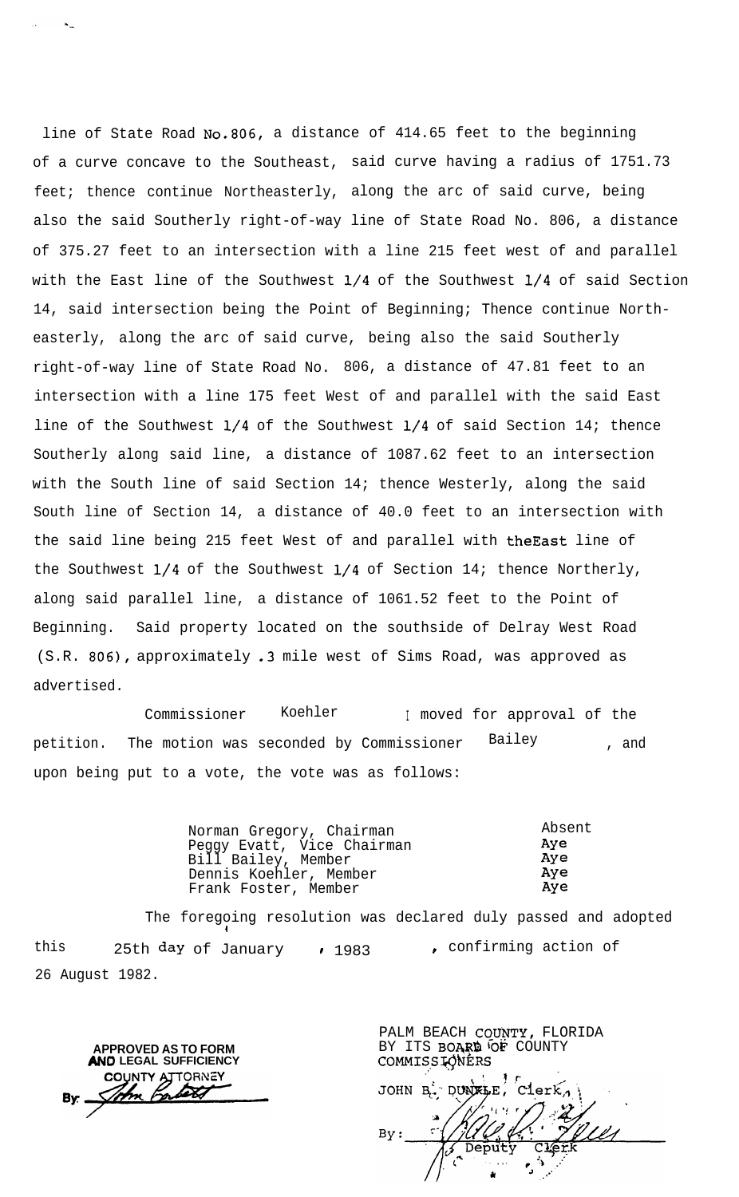line of State Road No.806, a distance of 414.65 feet to the beginning of a curve concave to the Southeast, said curve having a radius of 1751.73 feet; thence continue Northeasterly, along the arc of said curve, being also the said Southerly right-of-way line of State Road No. 806, a distance of 375.27 feet to an intersection with a line 215 feet west of and parallel with the East line of the Southwest 1/4 of the Southwest 1/4 of said Section 14, said intersection being the Point of Beginning; Thence continue Northeasterly, along the arc of said curve, being also the said Southerly right-of-way line of State Road No. 806, a distance of 47.81 feet to an intersection with a line 175 feet West of and parallel with the said East line of the Southwest 1/4 of the Southwest 1/4 of said Section 14; thence Southerly along said line, a distance of 1087.62 feet to an intersection with the South line of said Section 14; thence Westerly, along the said South line of Section 14, a distance of 40.0 feet to an intersection with the said line being 215 feet West of and parallel with theEast line of the Southwest 1/4 of the Southwest 1/4 of Section 14; thence Northerly, along said parallel line, a distance of 1061.52 feet to the Point of Beginning. Said property located on the southside of Delray West Road (S.R. 806), approximately .3 mile west of Sims Road, was approved as advertised.

Commissioner Koehler moved for approval of the petition. The motion was seconded by Commissioner Bailey, and upon being put to a vote, the vote was as follows:

| | |
|---|---|
| Norman Gregory, Chairman | Absent |
| Peggy Evatt, Vice Chairman | Aye |
| Bill Bailey, Member | Aye |
| Dennis Koehler, Member | Aye |
| Frank Foster, Member | Aye |

The foregoing resolution was declared duly passed and adopted this 25th day of January, 1983, confirming action of 26 August 1982.

APPROVED AS TO FORM AND LEGAL SUFFICIENCY
COUNTY ATTORNEY
By: [signature]

PALM BEACH COUNTY, FLORIDA
BY ITS BOARD OF COUNTY COMMISSIONERS
JOHN B. DUNKLE, Clerk
By: [signature]
Deputy Clerk